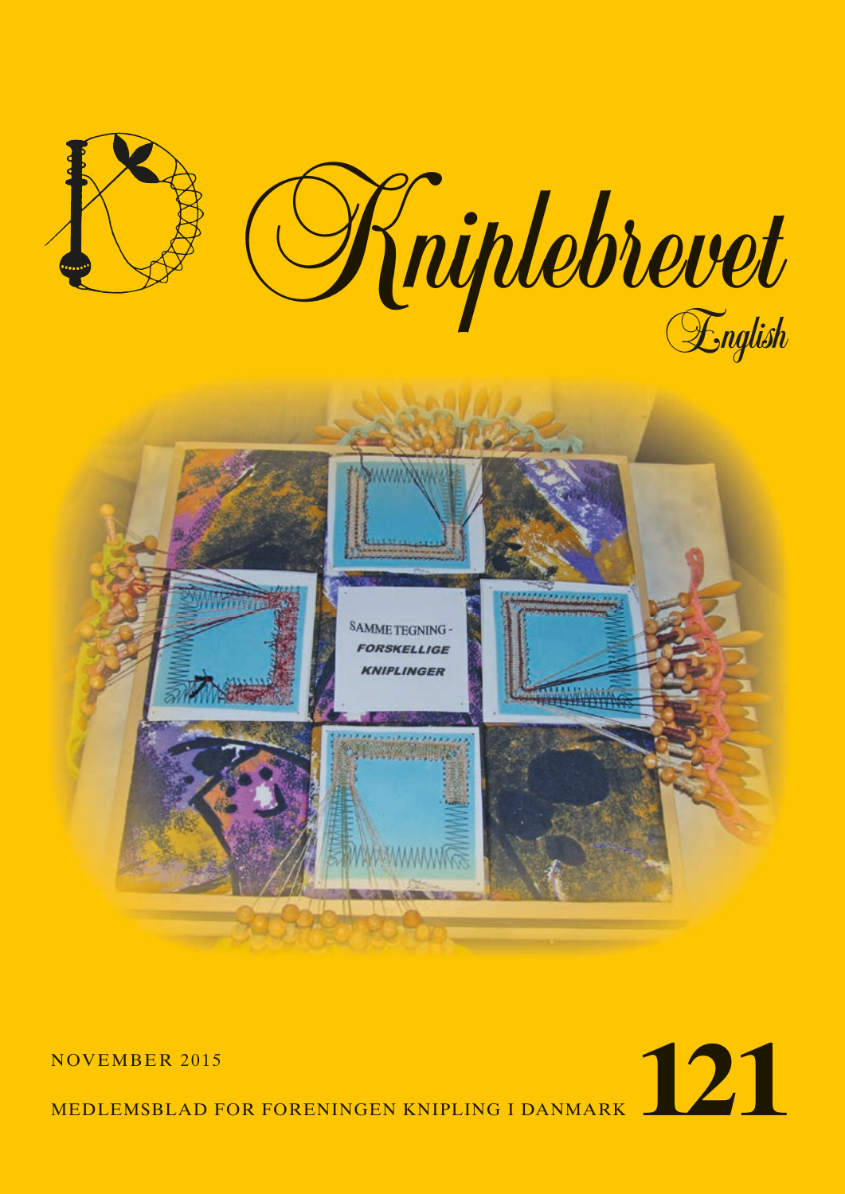# Kniplebrevet

English

SAMME TEGNING -
*FORSKELLIGE*
*KNIPLINGER*

NOVEMBER 2015

MEDLEMSBLAD FOR FORENINGEN KNIPLING I DANMARK

**121**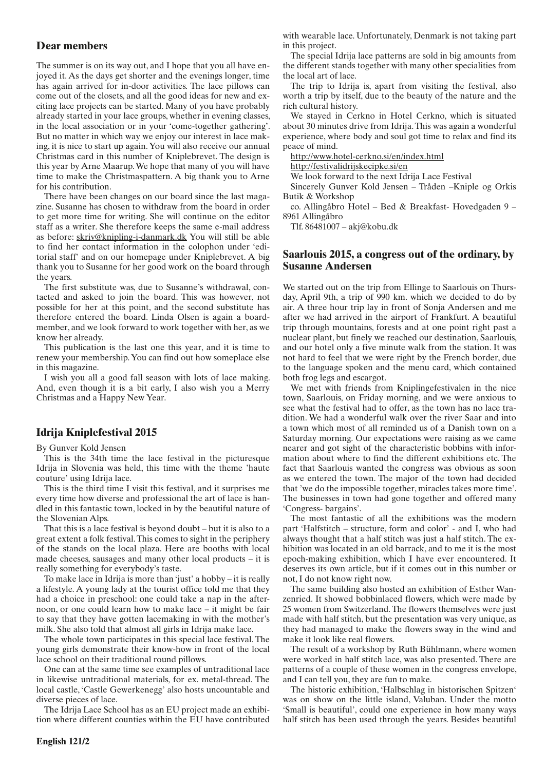## Dear members

The summer is on its way out, and I hope that you all have enjoyed it. As the days get shorter and the evenings longer, time has again arrived for in-door activities. The lace pillows can come out of the closets, and all the good ideas for new and exciting lace projects can be started. Many of you have probably already started in your lace groups, whether in evening classes, in the local association or in your 'come-together gathering'. But no matter in which way we enjoy our interest in lace making, it is nice to start up again. You will also receive our annual Christmas card in this number of Kniplebrevet. The design is this year by Arne Maarup. We hope that many of you will have time to make the Christmaspattern. A big thank you to Arne for his contribution.

There have been changes on our board since the last magazine. Susanne has chosen to withdraw from the board in order to get more time for writing. She will continue on the editor staff as a writer. She therefore keeps the same e-mail address as before: skriv@knipling-i-danmark.dk You will still be able to find her contact information in the colophon under 'editorial staff' and on our homepage under Kniplebrevet. A big thank you to Susanne for her good work on the board through the years.

The first substitute was, due to Susanne's withdrawal, contacted and asked to join the board. This was however, not possible for her at this point, and the second substitute has therefore entered the board. Linda Olsen is again a boardmember, and we look forward to work together with her, as we know her already.

This publication is the last one this year, and it is time to renew your membership. You can find out how someplace else in this magazine.

I wish you all a good fall season with lots of lace making. And, even though it is a bit early, I also wish you a Merry Christmas and a Happy New Year.

## Idrija Kniplefestival 2015

By Gunver Kold Jensen

This is the 34th time the lace festival in the picturesque Idrija in Slovenia was held, this time with the theme 'haute couture' using Idrija lace.

This is the third time I visit this festival, and it surprises me every time how diverse and professional the art of lace is handled in this fantastic town, locked in by the beautiful nature of the Slovenian Alps.

That this is a lace festival is beyond doubt – but it is also to a great extent a folk festival. This comes to sight in the periphery of the stands on the local plaza. Here are booths with local made cheeses, sausages and many other local products – it is really something for everybody's taste.

To make lace in Idrija is more than 'just' a hobby – it is really a lifestyle. A young lady at the tourist office told me that they had a choice in preschool: one could take a nap in the afternoon, or one could learn how to make lace – it might be fair to say that they have gotten lacemaking in with the mother's milk. She also told that almost all girls in Idrija make lace.

The whole town participates in this special lace festival. The young girls demonstrate their know-how in front of the local lace school on their traditional round pillows.

One can at the same time see examples of untraditional lace in likewise untraditional materials, for ex. metal-thread. The local castle, 'Castle Gewerkenegg' also hosts uncountable and diverse pieces of lace.

The Idrija Lace School has as an EU project made an exhibition where different counties within the EU have contributed with wearable lace. Unfortunately, Denmark is not taking part in this project.

The special Idrija lace patterns are sold in big amounts from the different stands together with many other specialities from the local art of lace.

The trip to Idrija is, apart from visiting the festival, also worth a trip by itself, due to the beauty of the nature and the rich cultural history.

We stayed in Cerkno in Hotel Cerkno, which is situated about 30 minutes drive from Idrija. This was again a wonderful experience, where body and soul got time to relax and find its peace of mind.

http://www.hotel-cerkno.si/en/index.html

http://festivalidrijskecipke.si/en

We look forward to the next Idrija Lace Festival

Sincerely Gunver Kold Jensen – Tråden –Kniple og Orkis Butik & Workshop

co. Allingåbro Hotel – Bed & Breakfast- Hovedgaden 9 – 8961 Allingåbro

Tlf. 86481007 – akj@kobu.dk

## Saarlouis 2015, a congress out of the ordinary, by Susanne Andersen

We started out on the trip from Ellinge to Saarlouis on Thursday, April 9th, a trip of 990 km. which we decided to do by air. A three hour trip lay in front of Sonja Andersen and me after we had arrived in the airport of Frankfurt. A beautiful trip through mountains, forests and at one point right past a nuclear plant, but finely we reached our destination, Saarlouis, and our hotel only a five minute walk from the station. It was not hard to feel that we were right by the French border, due to the language spoken and the menu card, which contained both frog legs and escargot.

We met with friends from Kniplingefestivalen in the nice town, Saarlouis, on Friday morning, and we were anxious to see what the festival had to offer, as the town has no lace tradition. We had a wonderful walk over the river Saar and into a town which most of all reminded us of a Danish town on a Saturday morning. Our expectations were raising as we came nearer and got sight of the characteristic bobbins with information about where to find the different exhibitions etc. The fact that Saarlouis wanted the congress was obvious as soon as we entered the town. The major of the town had decided that 'we do the impossible together, miracles takes more time'. The businesses in town had gone together and offered many 'Congress- bargains'.

The most fantastic of all the exhibitions was the modern part 'Halfstitch – structure, form and color' - and I, who had always thought that a half stitch was just a half stitch. The exhibition was located in an old barrack, and to me it is the most epoch-making exhibition, which I have ever encountered. It deserves its own article, but if it comes out in this number or not, I do not know right now.

The same building also hosted an exhibition of Esther Wanzenried. It showed bobbinlaced flowers, which were made by 25 women from Switzerland. The flowers themselves were just made with half stitch, but the presentation was very unique, as they had managed to make the flowers sway in the wind and make it look like real flowers.

The result of a workshop by Ruth Bühlmann, where women were worked in half stitch lace, was also presented. There are patterns of a couple of these women in the congress envelope, and I can tell you, they are fun to make.

The historic exhibition, 'Halbschlag in historischen Spitzen' was on show on the little island, Valuban. Under the motto 'Small is beautiful', could one experience in how many ways half stitch has been used through the years. Besides beautiful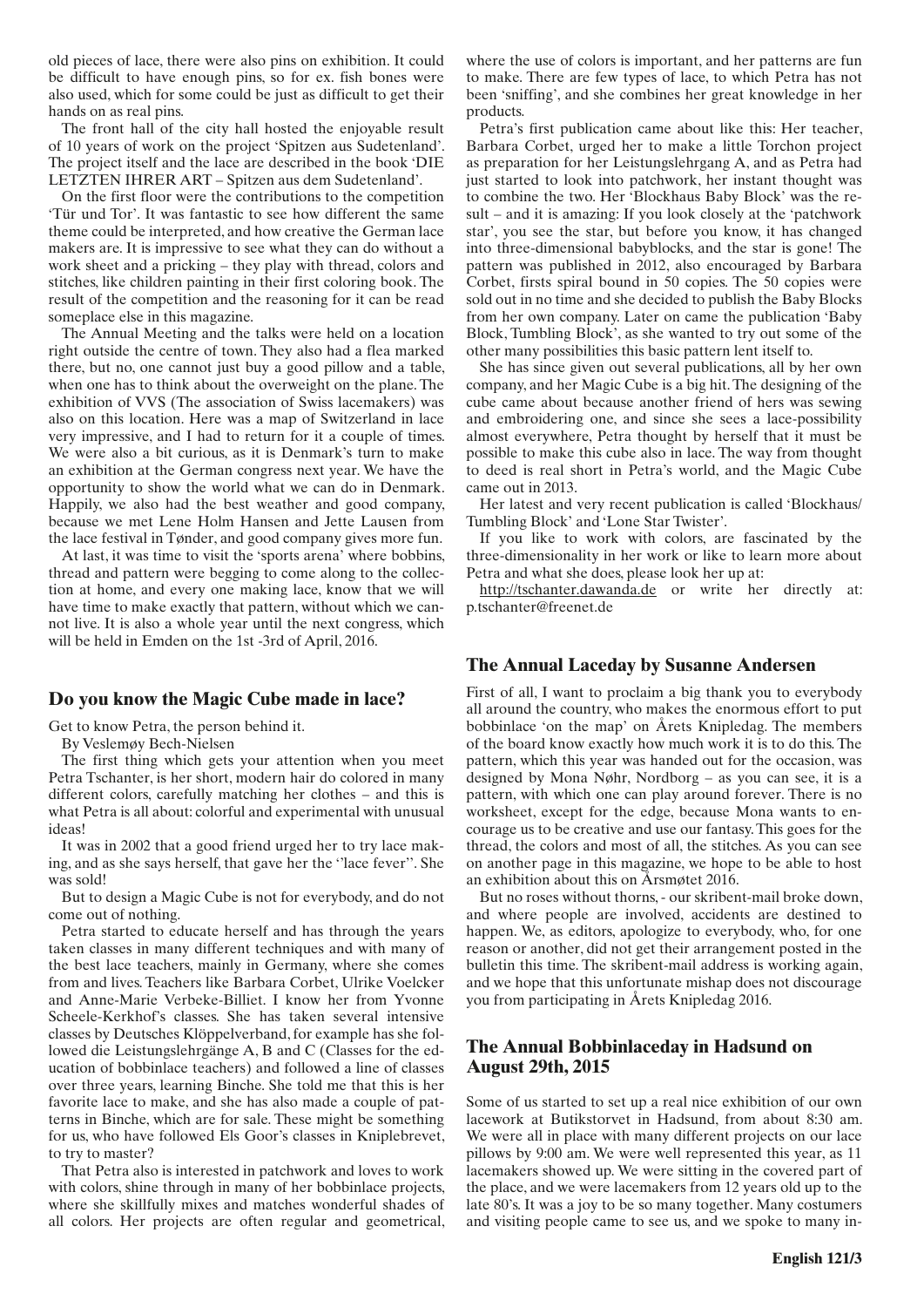old pieces of lace, there were also pins on exhibition. It could be difficult to have enough pins, so for ex. fish bones were also used, which for some could be just as difficult to get their hands on as real pins.

The front hall of the city hall hosted the enjoyable result of 10 years of work on the project 'Spitzen aus Sudetenland'. The project itself and the lace are described in the book 'DIE LETZTEN IHRER ART – Spitzen aus dem Sudetenland'.

On the first floor were the contributions to the competition 'Tür und Tor'. It was fantastic to see how different the same theme could be interpreted, and how creative the German lace makers are. It is impressive to see what they can do without a work sheet and a pricking – they play with thread, colors and stitches, like children painting in their first coloring book. The result of the competition and the reasoning for it can be read someplace else in this magazine.

The Annual Meeting and the talks were held on a location right outside the centre of town. They also had a flea marked there, but no, one cannot just buy a good pillow and a table, when one has to think about the overweight on the plane. The exhibition of VVS (The association of Swiss lacemakers) was also on this location. Here was a map of Switzerland in lace very impressive, and I had to return for it a couple of times. We were also a bit curious, as it is Denmark's turn to make an exhibition at the German congress next year. We have the opportunity to show the world what we can do in Denmark. Happily, we also had the best weather and good company, because we met Lene Holm Hansen and Jette Lausen from the lace festival in Tønder, and good company gives more fun.

At last, it was time to visit the 'sports arena' where bobbins, thread and pattern were begging to come along to the collection at home, and every one making lace, know that we will have time to make exactly that pattern, without which we cannot live. It is also a whole year until the next congress, which will be held in Emden on the 1st -3rd of April, 2016.

## Do you know the Magic Cube made in lace?

Get to know Petra, the person behind it.

By Veslemøy Bech-Nielsen

The first thing which gets your attention when you meet Petra Tschanter, is her short, modern hair do colored in many different colors, carefully matching her clothes – and this is what Petra is all about: colorful and experimental with unusual ideas!

It was in 2002 that a good friend urged her to try lace making, and as she says herself, that gave her the ''lace fever''. She was sold!

But to design a Magic Cube is not for everybody, and do not come out of nothing.

Petra started to educate herself and has through the years taken classes in many different techniques and with many of the best lace teachers, mainly in Germany, where she comes from and lives. Teachers like Barbara Corbet, Ulrike Voelcker and Anne-Marie Verbeke-Billiet. I know her from Yvonne Scheele-Kerkhof's classes. She has taken several intensive classes by Deutsches Klöppelverband, for example has she followed die Leistungslehrgänge A, B and C (Classes for the education of bobbinlace teachers) and followed a line of classes over three years, learning Binche. She told me that this is her favorite lace to make, and she has also made a couple of patterns in Binche, which are for sale. These might be something for us, who have followed Els Goor's classes in Kniplebrevet, to try to master?

That Petra also is interested in patchwork and loves to work with colors, shine through in many of her bobbinlace projects, where she skillfully mixes and matches wonderful shades of all colors. Her projects are often regular and geometrical, where the use of colors is important, and her patterns are fun to make. There are few types of lace, to which Petra has not been 'sniffing', and she combines her great knowledge in her products.

Petra's first publication came about like this: Her teacher, Barbara Corbet, urged her to make a little Torchon project as preparation for her Leistungslehrgang A, and as Petra had just started to look into patchwork, her instant thought was to combine the two. Her 'Blockhaus Baby Block' was the result – and it is amazing: If you look closely at the 'patchwork star', you see the star, but before you know, it has changed into three-dimensional babyblocks, and the star is gone! The pattern was published in 2012, also encouraged by Barbara Corbet, firsts spiral bound in 50 copies. The 50 copies were sold out in no time and she decided to publish the Baby Blocks from her own company. Later on came the publication 'Baby Block, Tumbling Block', as she wanted to try out some of the other many possibilities this basic pattern lent itself to.

She has since given out several publications, all by her own company, and her Magic Cube is a big hit. The designing of the cube came about because another friend of hers was sewing and embroidering one, and since she sees a lace-possibility almost everywhere, Petra thought by herself that it must be possible to make this cube also in lace. The way from thought to deed is real short in Petra's world, and the Magic Cube came out in 2013.

Her latest and very recent publication is called 'Blockhaus/ Tumbling Block' and 'Lone Star Twister'.

If you like to work with colors, are fascinated by the three-dimensionality in her work or like to learn more about Petra and what she does, please look her up at:

http://tschanter.dawanda.de or write her directly at: p.tschanter@freenet.de

## The Annual Laceday by Susanne Andersen

First of all, I want to proclaim a big thank you to everybody all around the country, who makes the enormous effort to put bobbinlace 'on the map' on Årets Knipledag. The members of the board know exactly how much work it is to do this. The pattern, which this year was handed out for the occasion, was designed by Mona Nøhr, Nordborg – as you can see, it is a pattern, with which one can play around forever. There is no worksheet, except for the edge, because Mona wants to encourage us to be creative and use our fantasy. This goes for the thread, the colors and most of all, the stitches. As you can see on another page in this magazine, we hope to be able to host an exhibition about this on Årsmøtet 2016.

But no roses without thorns, - our skribent-mail broke down, and where people are involved, accidents are destined to happen. We, as editors, apologize to everybody, who, for one reason or another, did not get their arrangement posted in the bulletin this time. The skribent-mail address is working again, and we hope that this unfortunate mishap does not discourage you from participating in Årets Knipledag 2016.

## The Annual Bobbinlaceday in Hadsund on August 29th, 2015

Some of us started to set up a real nice exhibition of our own lacework at Butikstorvet in Hadsund, from about 8:30 am. We were all in place with many different projects on our lace pillows by 9:00 am. We were well represented this year, as 11 lacemakers showed up. We were sitting in the covered part of the place, and we were lacemakers from 12 years old up to the late 80's. It was a joy to be so many together. Many costumers and visiting people came to see us, and we spoke to many in-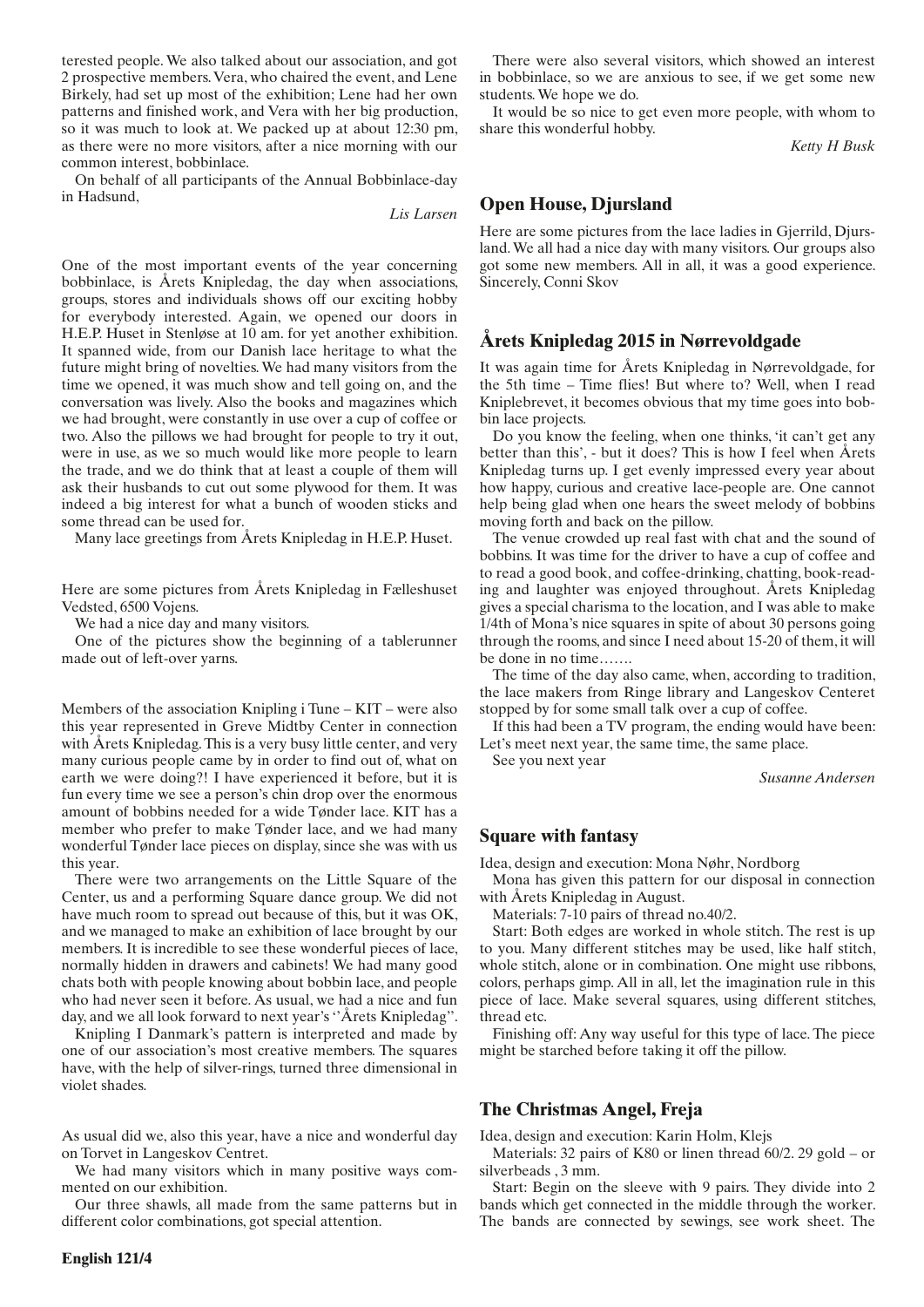terested people. We also talked about our association, and got 2 prospective members. Vera, who chaired the event, and Lene Birkely, had set up most of the exhibition; Lene had her own patterns and finished work, and Vera with her big production, so it was much to look at. We packed up at about 12:30 pm, as there were no more visitors, after a nice morning with our common interest, bobbinlace.

On behalf of all participants of the Annual Bobbinlace-day in Hadsund,

*Lis Larsen*

One of the most important events of the year concerning bobbinlace, is Årets Knipledag, the day when associations, groups, stores and individuals shows off our exciting hobby for everybody interested. Again, we opened our doors in H.E.P. Huset in Stenløse at 10 am. for yet another exhibition. It spanned wide, from our Danish lace heritage to what the future might bring of novelties. We had many visitors from the time we opened, it was much show and tell going on, and the conversation was lively. Also the books and magazines which we had brought, were constantly in use over a cup of coffee or two. Also the pillows we had brought for people to try it out, were in use, as we so much would like more people to learn the trade, and we do think that at least a couple of them will ask their husbands to cut out some plywood for them. It was indeed a big interest for what a bunch of wooden sticks and some thread can be used for.

Many lace greetings from Årets Knipledag in H.E.P. Huset.

Here are some pictures from Årets Knipledag in Fælleshuset Vedsted, 6500 Vojens.

We had a nice day and many visitors.

One of the pictures show the beginning of a tablerunner made out of left-over yarns.

Members of the association Knipling i Tune – KIT – were also this year represented in Greve Midtby Center in connection with Årets Knipledag. This is a very busy little center, and very many curious people came by in order to find out of, what on earth we were doing?! I have experienced it before, but it is fun every time we see a person's chin drop over the enormous amount of bobbins needed for a wide Tønder lace. KIT has a member who prefer to make Tønder lace, and we had many wonderful Tønder lace pieces on display, since she was with us this year.

There were two arrangements on the Little Square of the Center, us and a performing Square dance group. We did not have much room to spread out because of this, but it was OK, and we managed to make an exhibition of lace brought by our members. It is incredible to see these wonderful pieces of lace, normally hidden in drawers and cabinets! We had many good chats both with people knowing about bobbin lace, and people who had never seen it before. As usual, we had a nice and fun day, and we all look forward to next year's ''Årets Knipledag''.

Knipling I Danmark's pattern is interpreted and made by one of our association's most creative members. The squares have, with the help of silver-rings, turned three dimensional in violet shades.

As usual did we, also this year, have a nice and wonderful day on Torvet in Langeskov Centret.

We had many visitors which in many positive ways commented on our exhibition.

Our three shawls, all made from the same patterns but in different color combinations, got special attention.

There were also several visitors, which showed an interest in bobbinlace, so we are anxious to see, if we get some new students. We hope we do.

It would be so nice to get even more people, with whom to share this wonderful hobby.

*Ketty H Busk*

## Open House, Djursland

Here are some pictures from the lace ladies in Gjerrild, Djursland. We all had a nice day with many visitors. Our groups also got some new members. All in all, it was a good experience. Sincerely, Conni Skov

## Årets Knipledag 2015 in Nørrevoldgade

It was again time for Årets Knipledag in Nørrevoldgade, for the 5th time – Time flies! But where to? Well, when I read Kniplebrevet, it becomes obvious that my time goes into bobbin lace projects.

Do you know the feeling, when one thinks, 'it can't get any better than this', - but it does? This is how I feel when Årets Knipledag turns up. I get evenly impressed every year about how happy, curious and creative lace-people are. One cannot help being glad when one hears the sweet melody of bobbins moving forth and back on the pillow.

The venue crowded up real fast with chat and the sound of bobbins. It was time for the driver to have a cup of coffee and to read a good book, and coffee-drinking, chatting, book-reading and laughter was enjoyed throughout. Årets Knipledag gives a special charisma to the location, and I was able to make 1/4th of Mona's nice squares in spite of about 30 persons going through the rooms, and since I need about 15-20 of them, it will be done in no time…….

The time of the day also came, when, according to tradition, the lace makers from Ringe library and Langeskov Centeret stopped by for some small talk over a cup of coffee.

If this had been a TV program, the ending would have been: Let's meet next year, the same time, the same place.

See you next year

*Susanne Andersen*

## Square with fantasy

Idea, design and execution: Mona Nøhr, Nordborg

Mona has given this pattern for our disposal in connection with Årets Knipledag in August.

Materials: 7-10 pairs of thread no.40/2.

Start: Both edges are worked in whole stitch. The rest is up to you. Many different stitches may be used, like half stitch, whole stitch, alone or in combination. One might use ribbons, colors, perhaps gimp. All in all, let the imagination rule in this piece of lace. Make several squares, using different stitches, thread etc.

Finishing off: Any way useful for this type of lace. The piece might be starched before taking it off the pillow.

## The Christmas Angel, Freja

Idea, design and execution: Karin Holm, Klejs

Materials: 32 pairs of K80 or linen thread 60/2. 29 gold – or silverbeads , 3 mm.

Start: Begin on the sleeve with 9 pairs. They divide into 2 bands which get connected in the middle through the worker. The bands are connected by sewings, see work sheet. The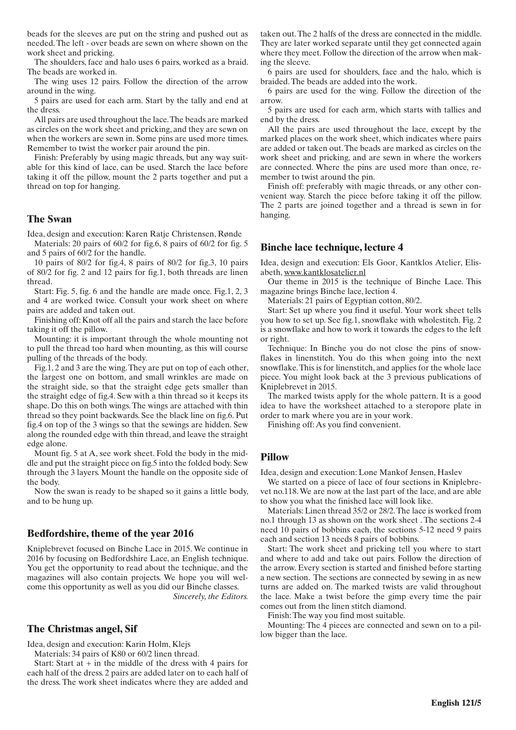beads for the sleeves are put on the string and pushed out as needed. The left - over beads are sewn on where shown on the work sheet and pricking.

The shoulders, face and halo uses 6 pairs, worked as a braid. The beads are worked in.

The wing uses 12 pairs. Follow the direction of the arrow around in the wing.

5 pairs are used for each arm. Start by the tally and end at the dress.

All pairs are used throughout the lace. The beads are marked as circles on the work sheet and pricking, and they are sewn on when the workers are sewn in. Some pins are used more times. Remember to twist the worker pair around the pin.

Finish: Preferably by using magic threads, but any way suitable for this kind of lace, can be used. Starch the lace before taking it off the pillow, mount the 2 parts together and put a thread on top for hanging.

## The Swan

Idea, design and execution: Karen Ratje Christensen, Rønde

Materials: 20 pairs of 60/2 for fig.6, 8 pairs of 60/2 for fig. 5 and 5 pairs of 60/2 for the handle.

10 pairs of 80/2 for fig.4, 8 pairs of 80/2 for fig.3, 10 pairs of 80/2 for fig. 2 and 12 pairs for fig.1, both threads are linen thread.

Start: Fig. 5, fig. 6 and the handle are made once. Fig.1, 2, 3 and 4 are worked twice. Consult your work sheet on where pairs are added and taken out.

Finishing off: Knot off all the pairs and starch the lace before taking it off the pillow.

Mounting: it is important through the whole mounting not to pull the thread too hard when mounting, as this will course pulling of the threads of the body.

Fig.1, 2 and 3 are the wing. They are put on top of each other, the largest one on bottom, and small wrinkles are made on the straight side, so that the straight edge gets smaller than the straight edge of fig.4. Sew with a thin thread so it keeps its shape. Do this on both wings. The wings are attached with thin thread so they point backwards. See the black line on fig.6. Put fig.4 on top of the 3 wings so that the sewings are hidden. Sew along the rounded edge with thin thread, and leave the straight edge alone.

Mount fig. 5 at A, see work sheet. Fold the body in the middle and put the straight piece on fig.5 into the folded body. Sew through the 3 layers. Mount the handle on the opposite side of the body.

Now the swan is ready to be shaped so it gains a little body, and to be hung up.

## Bedfordshire, theme of the year 2016

Kniplebrevet focused on Binche Lace in 2015. We continue in 2016 by focusing on Bedfordshire Lace, an English technique. You get the opportunity to read about the technique, and the magazines will also contain projects. We hope you will welcome this opportunity as well as you did our Binche classes.

*Sincerely, the Editors.*

## The Christmas angel, Sif

Idea, design and execution: Karin Holm, Klejs

Materials: 34 pairs of K80 or 60/2 linen thread.

Start: Start at + in the middle of the dress with 4 pairs for each half of the dress. 2 pairs are added later on to each half of the dress. The work sheet indicates where they are added and taken out. The 2 halfs of the dress are connected in the middle. They are later worked separate until they get connected again where they meet. Follow the direction of the arrow when making the sleeve.

6 pairs are used for shoulders, face and the halo, which is braided. The beads are added into the work.

6 pairs are used for the wing. Follow the direction of the arrow.

5 pairs are used for each arm, which starts with tallies and end by the dress.

All the pairs are used throughout the lace, except by the marked places on the work sheet, which indicates where pairs are added or taken out. The beads are marked as circles on the work sheet and pricking, and are sewn in where the workers are connected. Where the pins are used more than once, remember to twist around the pin.

Finish off: preferably with magic threads, or any other convenient way. Starch the piece before taking it off the pillow. The 2 parts are joined together and a thread is sewn in for hanging.

## Binche lace technique, lecture 4

Idea, design and execution: Els Goor, Kantklos Atelier, Elisabeth, www.kantklosatelier.nl

Our theme in 2015 is the technique of Binche Lace. This magazine brings Binche lace, lection 4.

Materials: 21 pairs of Egyptian cotton, 80/2.

Start: Set up where you find it useful. Your work sheet tells you how to set up. See fig.1, snowflake with wholestitch. Fig. 2 is a snowflake and how to work it towards the edges to the left or right.

Technique: In Binche you do not close the pins of snowflakes in linenstitch. You do this when going into the next snowflake. This is for linenstitch, and applies for the whole lace piece. You might look back at the 3 previous publications of Kniplebrevet in 2015.

The marked twists apply for the whole pattern. It is a good idea to have the worksheet attached to a steropore plate in order to mark where you are in your work.

Finishing off: As you find convenient.

## Pillow

Idea, design and execution: Lone Mankof Jensen, Haslev

We started on a piece of lace of four sections in Kniplebrevet no.118. We are now at the last part of the lace, and are able to show you what the finished lace will look like.

Materials: Linen thread 35/2 or 28/2. The lace is worked from no.1 through 13 as shown on the work sheet . The sections 2-4 need 10 pairs of bobbins each, the sections 5-12 need 9 pairs each and section 13 needs 8 pairs of bobbins.

Start: The work sheet and pricking tell you where to start and where to add and take out pairs. Follow the direction of the arrow. Every section is started and finished before starting a new section. The sections are connected by sewing in as new turns are added on. The marked twists are valid throughout the lace. Make a twist before the gimp every time the pair comes out from the linen stitch diamond.

Finish: The way you find most suitable.

Mounting: The 4 pieces are connected and sewn on to a pillow bigger than the lace.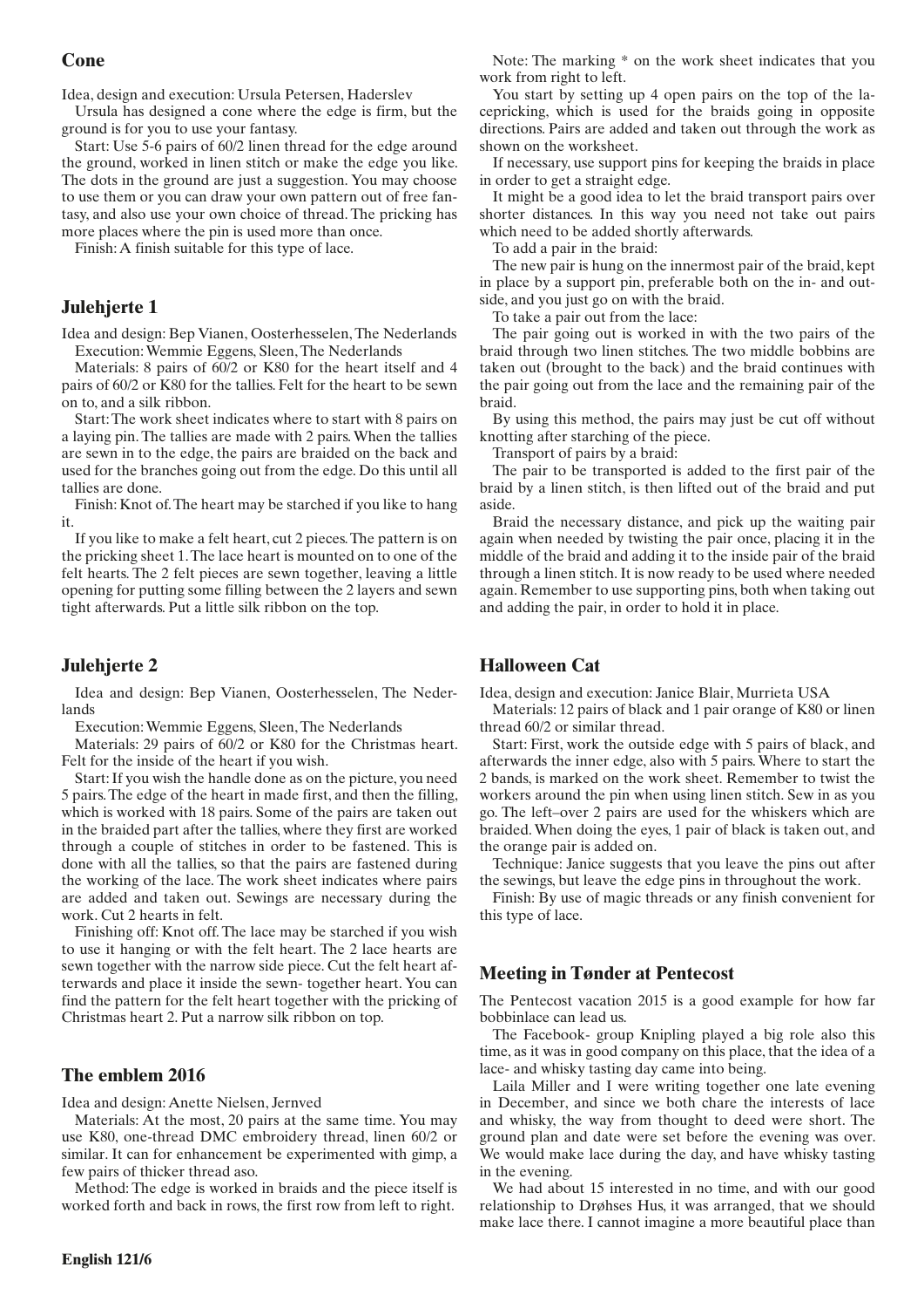## Cone

Idea, design and execution: Ursula Petersen, Haderslev

Ursula has designed a cone where the edge is firm, but the ground is for you to use your fantasy.

Start: Use 5-6 pairs of 60/2 linen thread for the edge around the ground, worked in linen stitch or make the edge you like. The dots in the ground are just a suggestion. You may choose to use them or you can draw your own pattern out of free fantasy, and also use your own choice of thread. The pricking has more places where the pin is used more than once.

Finish: A finish suitable for this type of lace.

## Julehjerte 1

Idea and design: Bep Vianen, Oosterhesselen, The Nederlands
Execution: Wemmie Eggens, Sleen, The Nederlands

Materials: 8 pairs of 60/2 or K80 for the heart itself and 4 pairs of 60/2 or K80 for the tallies. Felt for the heart to be sewn on to, and a silk ribbon.

Start: The work sheet indicates where to start with 8 pairs on a laying pin. The tallies are made with 2 pairs. When the tallies are sewn in to the edge, the pairs are braided on the back and used for the branches going out from the edge. Do this until all tallies are done.

Finish: Knot of. The heart may be starched if you like to hang it.

If you like to make a felt heart, cut 2 pieces. The pattern is on the pricking sheet 1. The lace heart is mounted on to one of the felt hearts. The 2 felt pieces are sewn together, leaving a little opening for putting some filling between the 2 layers and sewn tight afterwards. Put a little silk ribbon on the top.

## Julehjerte 2

Idea and design: Bep Vianen, Oosterhesselen, The Nederlands

Execution: Wemmie Eggens, Sleen, The Nederlands

Materials: 29 pairs of 60/2 or K80 for the Christmas heart. Felt for the inside of the heart if you wish.

Start: If you wish the handle done as on the picture, you need 5 pairs. The edge of the heart in made first, and then the filling, which is worked with 18 pairs. Some of the pairs are taken out in the braided part after the tallies, where they first are worked through a couple of stitches in order to be fastened. This is done with all the tallies, so that the pairs are fastened during the working of the lace. The work sheet indicates where pairs are added and taken out. Sewings are necessary during the work. Cut 2 hearts in felt.

Finishing off: Knot off. The lace may be starched if you wish to use it hanging or with the felt heart. The 2 lace hearts are sewn together with the narrow side piece. Cut the felt heart afterwards and place it inside the sewn- together heart. You can find the pattern for the felt heart together with the pricking of Christmas heart 2. Put a narrow silk ribbon on top.

## The emblem 2016

Idea and design: Anette Nielsen, Jernved

Materials: At the most, 20 pairs at the same time. You may use K80, one-thread DMC embroidery thread, linen 60/2 or similar. It can for enhancement be experimented with gimp, a few pairs of thicker thread aso.

Method: The edge is worked in braids and the piece itself is worked forth and back in rows, the first row from left to right.

Note: The marking * on the work sheet indicates that you work from right to left.

You start by setting up 4 open pairs on the top of the lacepricking, which is used for the braids going in opposite directions. Pairs are added and taken out through the work as shown on the worksheet.

If necessary, use support pins for keeping the braids in place in order to get a straight edge.

It might be a good idea to let the braid transport pairs over shorter distances. In this way you need not take out pairs which need to be added shortly afterwards.

To add a pair in the braid:

The new pair is hung on the innermost pair of the braid, kept in place by a support pin, preferable both on the in- and outside, and you just go on with the braid.

To take a pair out from the lace:

The pair going out is worked in with the two pairs of the braid through two linen stitches. The two middle bobbins are taken out (brought to the back) and the braid continues with the pair going out from the lace and the remaining pair of the braid.

By using this method, the pairs may just be cut off without knotting after starching of the piece.

Transport of pairs by a braid:

The pair to be transported is added to the first pair of the braid by a linen stitch, is then lifted out of the braid and put aside.

Braid the necessary distance, and pick up the waiting pair again when needed by twisting the pair once, placing it in the middle of the braid and adding it to the inside pair of the braid through a linen stitch. It is now ready to be used where needed again. Remember to use supporting pins, both when taking out and adding the pair, in order to hold it in place.

## Halloween Cat

Idea, design and execution: Janice Blair, Murrieta USA

Materials: 12 pairs of black and 1 pair orange of K80 or linen thread 60/2 or similar thread.

Start: First, work the outside edge with 5 pairs of black, and afterwards the inner edge, also with 5 pairs. Where to start the 2 bands, is marked on the work sheet. Remember to twist the workers around the pin when using linen stitch. Sew in as you go. The left–over 2 pairs are used for the whiskers which are braided. When doing the eyes, 1 pair of black is taken out, and the orange pair is added on.

Technique: Janice suggests that you leave the pins out after the sewings, but leave the edge pins in throughout the work.

Finish: By use of magic threads or any finish convenient for this type of lace.

## Meeting in Tønder at Pentecost

The Pentecost vacation 2015 is a good example for how far bobbinlace can lead us.

The Facebook- group Knipling played a big role also this time, as it was in good company on this place, that the idea of a lace- and whisky tasting day came into being.

Laila Miller and I were writing together one late evening in December, and since we both chare the interests of lace and whisky, the way from thought to deed were short. The ground plan and date were set before the evening was over. We would make lace during the day, and have whisky tasting in the evening.

We had about 15 interested in no time, and with our good relationship to Drøhses Hus, it was arranged, that we should make lace there. I cannot imagine a more beautiful place than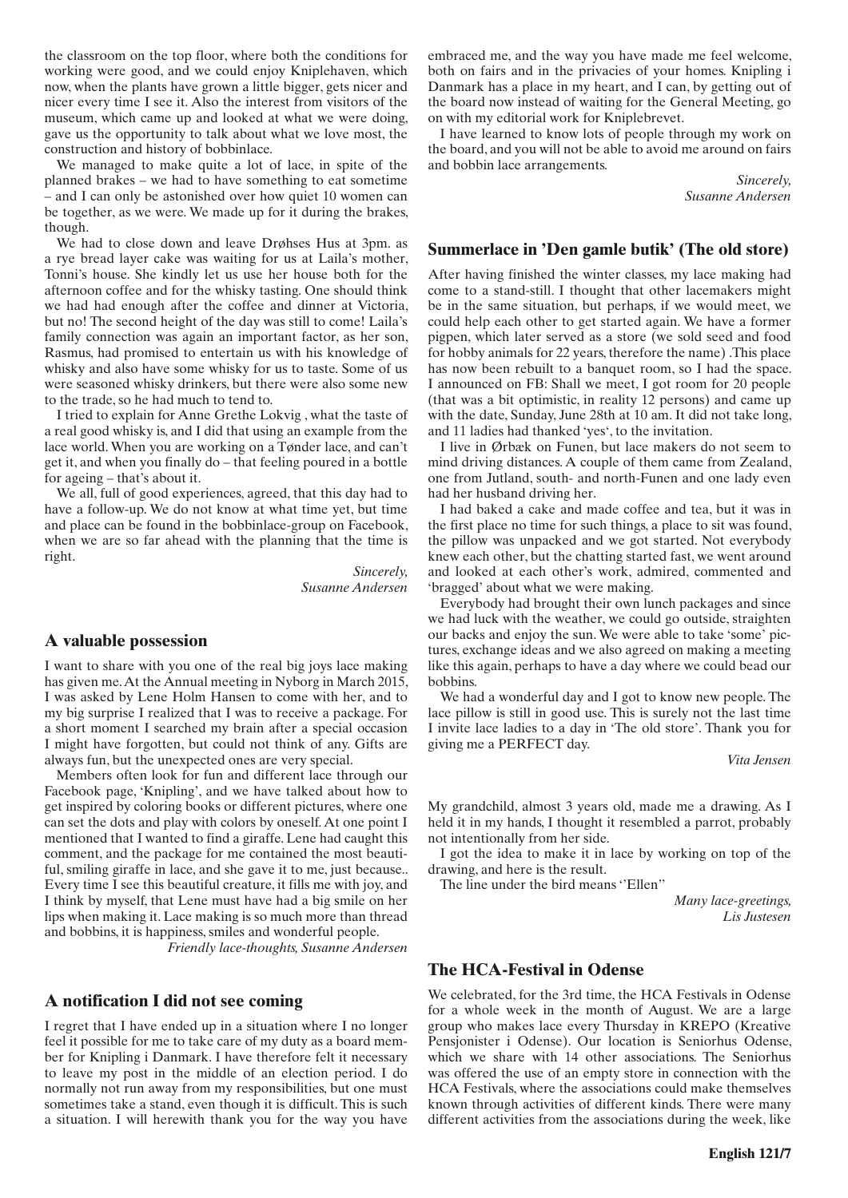the classroom on the top floor, where both the conditions for working were good, and we could enjoy Kniplehaven, which now, when the plants have grown a little bigger, gets nicer and nicer every time I see it. Also the interest from visitors of the museum, which came up and looked at what we were doing, gave us the opportunity to talk about what we love most, the construction and history of bobbinlace.

We managed to make quite a lot of lace, in spite of the planned brakes – we had to have something to eat sometime – and I can only be astonished over how quiet 10 women can be together, as we were. We made up for it during the brakes, though.

We had to close down and leave Drøhses Hus at 3pm. as a rye bread layer cake was waiting for us at Laila's mother, Tonni's house. She kindly let us use her house both for the afternoon coffee and for the whisky tasting. One should think we had had enough after the coffee and dinner at Victoria, but no! The second height of the day was still to come! Laila's family connection was again an important factor, as her son, Rasmus, had promised to entertain us with his knowledge of whisky and also have some whisky for us to taste. Some of us were seasoned whisky drinkers, but there were also some new to the trade, so he had much to tend to.

I tried to explain for Anne Grethe Lokvig , what the taste of a real good whisky is, and I did that using an example from the lace world. When you are working on a Tønder lace, and can't get it, and when you finally do – that feeling poured in a bottle for ageing – that's about it.

We all, full of good experiences, agreed, that this day had to have a follow-up. We do not know at what time yet, but time and place can be found in the bobbinlace-group on Facebook, when we are so far ahead with the planning that the time is right.

*Sincerely,*
*Susanne Andersen*

## A valuable possession

I want to share with you one of the real big joys lace making has given me. At the Annual meeting in Nyborg in March 2015, I was asked by Lene Holm Hansen to come with her, and to my big surprise I realized that I was to receive a package. For a short moment I searched my brain after a special occasion I might have forgotten, but could not think of any. Gifts are always fun, but the unexpected ones are very special.

Members often look for fun and different lace through our Facebook page, 'Knipling', and we have talked about how to get inspired by coloring books or different pictures, where one can set the dots and play with colors by oneself. At one point I mentioned that I wanted to find a giraffe. Lene had caught this comment, and the package for me contained the most beautiful, smiling giraffe in lace, and she gave it to me, just because.. Every time I see this beautiful creature, it fills me with joy, and I think by myself, that Lene must have had a big smile on her lips when making it. Lace making is so much more than thread and bobbins, it is happiness, smiles and wonderful people.

*Friendly lace-thoughts, Susanne Andersen*

## A notification I did not see coming

I regret that I have ended up in a situation where I no longer feel it possible for me to take care of my duty as a board member for Knipling i Danmark. I have therefore felt it necessary to leave my post in the middle of an election period. I do normally not run away from my responsibilities, but one must sometimes take a stand, even though it is difficult. This is such a situation. I will herewith thank you for the way you have embraced me, and the way you have made me feel welcome, both on fairs and in the privacies of your homes. Knipling i Danmark has a place in my heart, and I can, by getting out of the board now instead of waiting for the General Meeting, go on with my editorial work for Kniplebrevet.

I have learned to know lots of people through my work on the board, and you will not be able to avoid me around on fairs and bobbin lace arrangements.

*Sincerely,*
*Susanne Andersen*

## Summerlace in 'Den gamle butik' (The old store)

After having finished the winter classes, my lace making had come to a stand-still. I thought that other lacemakers might be in the same situation, but perhaps, if we would meet, we could help each other to get started again. We have a former pigpen, which later served as a store (we sold seed and food for hobby animals for 22 years, therefore the name) .This place has now been rebuilt to a banquet room, so I had the space. I announced on FB: Shall we meet, I got room for 20 people (that was a bit optimistic, in reality 12 persons) and came up with the date, Sunday, June 28th at 10 am. It did not take long, and 11 ladies had thanked 'yes', to the invitation.

I live in Ørbæk on Funen, but lace makers do not seem to mind driving distances. A couple of them came from Zealand, one from Jutland, south- and north-Funen and one lady even had her husband driving her.

I had baked a cake and made coffee and tea, but it was in the first place no time for such things, a place to sit was found, the pillow was unpacked and we got started. Not everybody knew each other, but the chatting started fast, we went around and looked at each other's work, admired, commented and 'bragged' about what we were making.

Everybody had brought their own lunch packages and since we had luck with the weather, we could go outside, straighten our backs and enjoy the sun. We were able to take 'some' pictures, exchange ideas and we also agreed on making a meeting like this again, perhaps to have a day where we could bead our bobbins.

We had a wonderful day and I got to know new people. The lace pillow is still in good use. This is surely not the last time I invite lace ladies to a day in 'The old store'. Thank you for giving me a PERFECT day.

*Vita Jensen*

My grandchild, almost 3 years old, made me a drawing. As I held it in my hands, I thought it resembled a parrot, probably not intentionally from her side.

I got the idea to make it in lace by working on top of the drawing, and here is the result.

The line under the bird means ''Ellen''

*Many lace-greetings,*
*Lis Justesen*

## The HCA-Festival in Odense

We celebrated, for the 3rd time, the HCA Festivals in Odense for a whole week in the month of August. We are a large group who makes lace every Thursday in KREPO (Kreative Pensjonister i Odense). Our location is Seniorhus Odense, which we share with 14 other associations. The Seniorhus was offered the use of an empty store in connection with the HCA Festivals, where the associations could make themselves known through activities of different kinds. There were many different activities from the associations during the week, like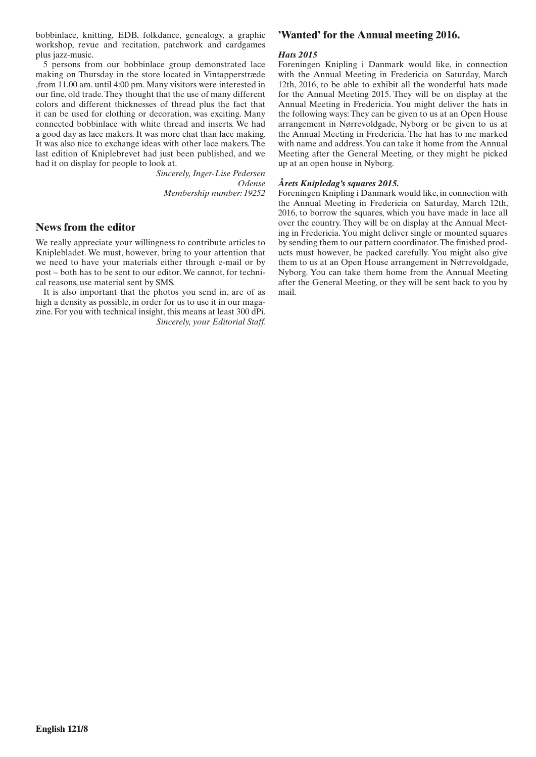bobbinlace, knitting, EDB, folkdance, genealogy, a graphic workshop, revue and recitation, patchwork and cardgames plus jazz-music.

5 persons from our bobbinlace group demonstrated lace making on Thursday in the store located in Vintapperstræde ,from 11.00 am. until 4:00 pm. Many visitors were interested in our fine, old trade. They thought that the use of many different colors and different thicknesses of thread plus the fact that it can be used for clothing or decoration, was exciting. Many connected bobbinlace with white thread and inserts. We had a good day as lace makers. It was more chat than lace making. It was also nice to exchange ideas with other lace makers. The last edition of Kniplebrevet had just been published, and we had it on display for people to look at.

*Sincerely, Inger-Lise Pedersen*
*Odense*
*Membership number: 19252*

## News from the editor

We really appreciate your willingness to contribute articles to Kniplebladet. We must, however, bring to your attention that we need to have your materials either through e-mail or by post – both has to be sent to our editor. We cannot, for technical reasons, use material sent by SMS.

It is also important that the photos you send in, are of as high a density as possible, in order for us to use it in our magazine. For you with technical insight, this means at least 300 dPi.

*Sincerely, your Editorial Staff.*

## 'Wanted' for the Annual meeting 2016.

***Hats 2015***

Foreningen Knipling i Danmark would like, in connection with the Annual Meeting in Fredericia on Saturday, March 12th, 2016, to be able to exhibit all the wonderful hats made for the Annual Meeting 2015. They will be on display at the Annual Meeting in Fredericia. You might deliver the hats in the following ways: They can be given to us at an Open House arrangement in Nørrevoldgade, Nyborg or be given to us at the Annual Meeting in Fredericia. The hat has to me marked with name and address. You can take it home from the Annual Meeting after the General Meeting, or they might be picked up at an open house in Nyborg.

***Årets Knipledag's squares 2015.***

Foreningen Knipling i Danmark would like, in connection with the Annual Meeting in Fredericia on Saturday, March 12th, 2016, to borrow the squares, which you have made in lace all over the country. They will be on display at the Annual Meeting in Fredericia. You might deliver single or mounted squares by sending them to our pattern coordinator. The finished products must however, be packed carefully. You might also give them to us at an Open House arrangement in Nørrevoldgade, Nyborg. You can take them home from the Annual Meeting after the General Meeting, or they will be sent back to you by mail.